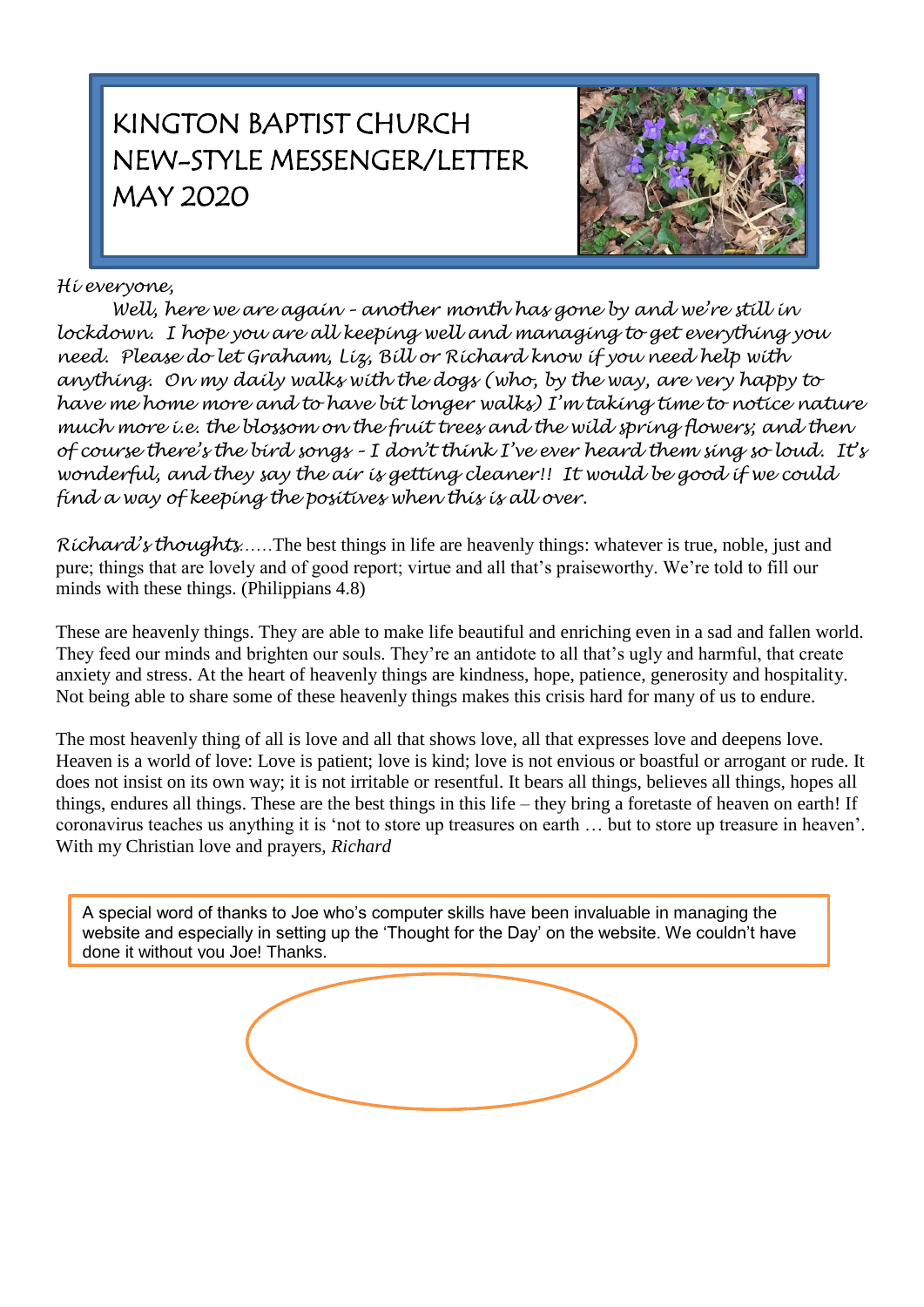# KINGTON BAPTIST CHURCH
# NEW-STYLE MESSENGER/LETTER
# MAY 2020

*Hi everyone,*

*Well, here we are again – another month has gone by and we're still in lockdown. I hope you are all keeping well and managing to get everything you need. Please do let Graham, Liz, Bill or Richard know if you need help with anything. On my daily walks with the dogs (who, by the way, are very happy to have me home more and to have bit longer walks) I'm taking time to notice nature much more i.e. the blossom on the fruit trees and the wild spring flowers; and then of course there's the bird songs – I don't think I've ever heard them sing so loud. It's wonderful, and they say the air is getting cleaner!! It would be good if we could find a way of keeping the positives when this is all over.*

*Richard's thoughts*……The best things in life are heavenly things: whatever is true, noble, just and pure; things that are lovely and of good report; virtue and all that's praiseworthy. We're told to fill our minds with these things. (Philippians 4.8)

These are heavenly things. They are able to make life beautiful and enriching even in a sad and fallen world. They feed our minds and brighten our souls. They're an antidote to all that's ugly and harmful, that create anxiety and stress. At the heart of heavenly things are kindness, hope, patience, generosity and hospitality. Not being able to share some of these heavenly things makes this crisis hard for many of us to endure.

The most heavenly thing of all is love and all that shows love, all that expresses love and deepens love. Heaven is a world of love: Love is patient; love is kind; love is not envious or boastful or arrogant or rude. It does not insist on its own way; it is not irritable or resentful. It bears all things, believes all things, hopes all things, endures all things. These are the best things in this life – they bring a foretaste of heaven on earth! If coronavirus teaches us anything it is 'not to store up treasures on earth … but to store up treasure in heaven'. With my Christian love and prayers, *Richard*

A special word of thanks to Joe who's computer skills have been invaluable in managing the website and especially in setting up the 'Thought for the Day' on the website. We couldn't have done it without you Joe! Thanks.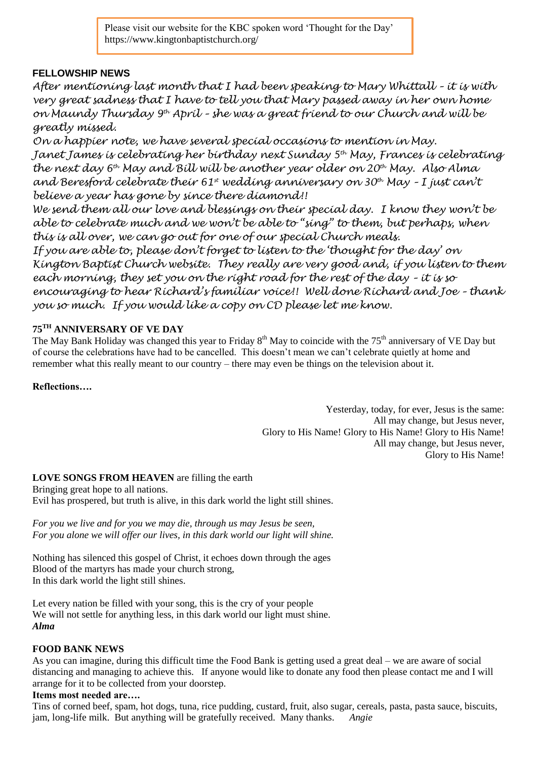Please visit our website for the KBC spoken word 'Thought for the Day'
https://www.kingtonbaptistchurch.org/

## FELLOWSHIP NEWS

*After mentioning last month that I had been speaking to Mary Whittall – it is with very great sadness that I have to tell you that Mary passed away in her own home on Maundy Thursday 9th April – she was a great friend to our Church and will be greatly missed.*

*On a happier note, we have several special occasions to mention in May. Janet James is celebrating her birthday next Sunday 5th May, Frances is celebrating the next day 6th May and Bill will be another year older on 20th May. Also Alma and Beresford celebrate their 61st wedding anniversary on 30th May – I just can't believe a year has gone by since there diamond!!*

*We send them all our love and blessings on their special day. I know they won't be able to celebrate much and we won't be able to "sing" to them, but perhaps, when this is all over, we can go out for one of our special Church meals.*

*If you are able to, please don't forget to listen to the 'thought for the day' on Kington Baptist Church website. They really are very good and, if you listen to them each morning, they set you on the right road for the rest of the day – it is so encouraging to hear Richard's familiar voice!! Well done Richard and Joe – thank you so much. If you would like a copy on CD please let me know.*

## 75TH ANNIVERSARY OF VE DAY

The May Bank Holiday was changed this year to Friday 8th May to coincide with the 75th anniversary of VE Day but of course the celebrations have had to be cancelled. This doesn't mean we can't celebrate quietly at home and remember what this really meant to our country – there may even be things on the television about it.

**Reflections….**

Yesterday, today, for ever, Jesus is the same:
All may change, but Jesus never,
Glory to His Name! Glory to His Name! Glory to His Name!
All may change, but Jesus never,
Glory to His Name!

**LOVE SONGS FROM HEAVEN** are filling the earth
Bringing great hope to all nations.
Evil has prospered, but truth is alive, in this dark world the light still shines.

*For you we live and for you we may die, through us may Jesus be seen,*
*For you alone we will offer our lives, in this dark world our light will shine.*

Nothing has silenced this gospel of Christ, it echoes down through the ages
Blood of the martyrs has made your church strong,
In this dark world the light still shines.

Let every nation be filled with your song, this is the cry of your people
We will not settle for anything less, in this dark world our light must shine.
***Alma***

## FOOD BANK NEWS

As you can imagine, during this difficult time the Food Bank is getting used a great deal – we are aware of social distancing and managing to achieve this. If anyone would like to donate any food then please contact me and I will arrange for it to be collected from your doorstep.

**Items most needed are….**

Tins of corned beef, spam, hot dogs, tuna, rice pudding, custard, fruit, also sugar, cereals, pasta, pasta sauce, biscuits, jam, long-life milk. But anything will be gratefully received. Many thanks. *Angie*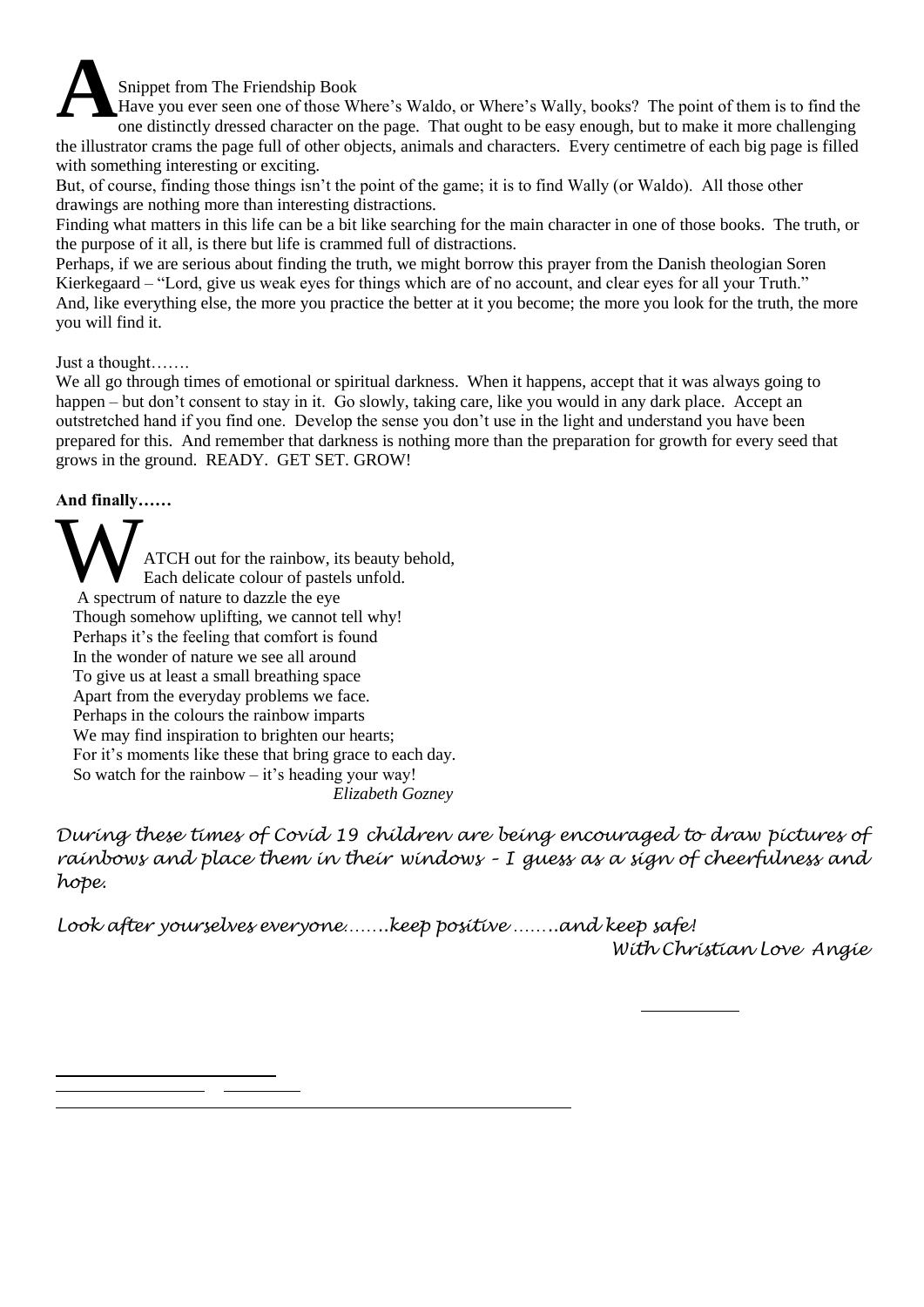A Snippet from The Friendship Book

Have you ever seen one of those Where's Waldo, or Where's Wally, books? The point of them is to find the one distinctly dressed character on the page. That ought to be easy enough, but to make it more challenging the illustrator crams the page full of other objects, animals and characters. Every centimetre of each big page is filled with something interesting or exciting.

But, of course, finding those things isn't the point of the game; it is to find Wally (or Waldo). All those other drawings are nothing more than interesting distractions.

Finding what matters in this life can be a bit like searching for the main character in one of those books. The truth, or the purpose of it all, is there but life is crammed full of distractions.

Perhaps, if we are serious about finding the truth, we might borrow this prayer from the Danish theologian Soren Kierkegaard – "Lord, give us weak eyes for things which are of no account, and clear eyes for all your Truth."

And, like everything else, the more you practice the better at it you become; the more you look for the truth, the more you will find it.

Just a thought…….

We all go through times of emotional or spiritual darkness. When it happens, accept that it was always going to happen – but don't consent to stay in it. Go slowly, taking care, like you would in any dark place. Accept an outstretched hand if you find one. Develop the sense you don't use in the light and understand you have been prepared for this. And remember that darkness is nothing more than the preparation for growth for every seed that grows in the ground. READY. GET SET. GROW!

**And finally……**

WATCH out for the rainbow, its beauty behold,
Each delicate colour of pastels unfold.
A spectrum of nature to dazzle the eye
Though somehow uplifting, we cannot tell why!
Perhaps it's the feeling that comfort is found
In the wonder of nature we see all around
To give us at least a small breathing space
Apart from the everyday problems we face.
Perhaps in the colours the rainbow imparts
We may find inspiration to brighten our hearts;
For it's moments like these that bring grace to each day.
So watch for the rainbow – it's heading your way!

*Elizabeth Gozney*

*During these times of Covid 19 children are being encouraged to draw pictures of rainbows and place them in their windows - I guess as a sign of cheerfulness and hope.*

*Look after yourselves everyone…….keep positive……..and keep safe!*

*With Christian Love Angie*